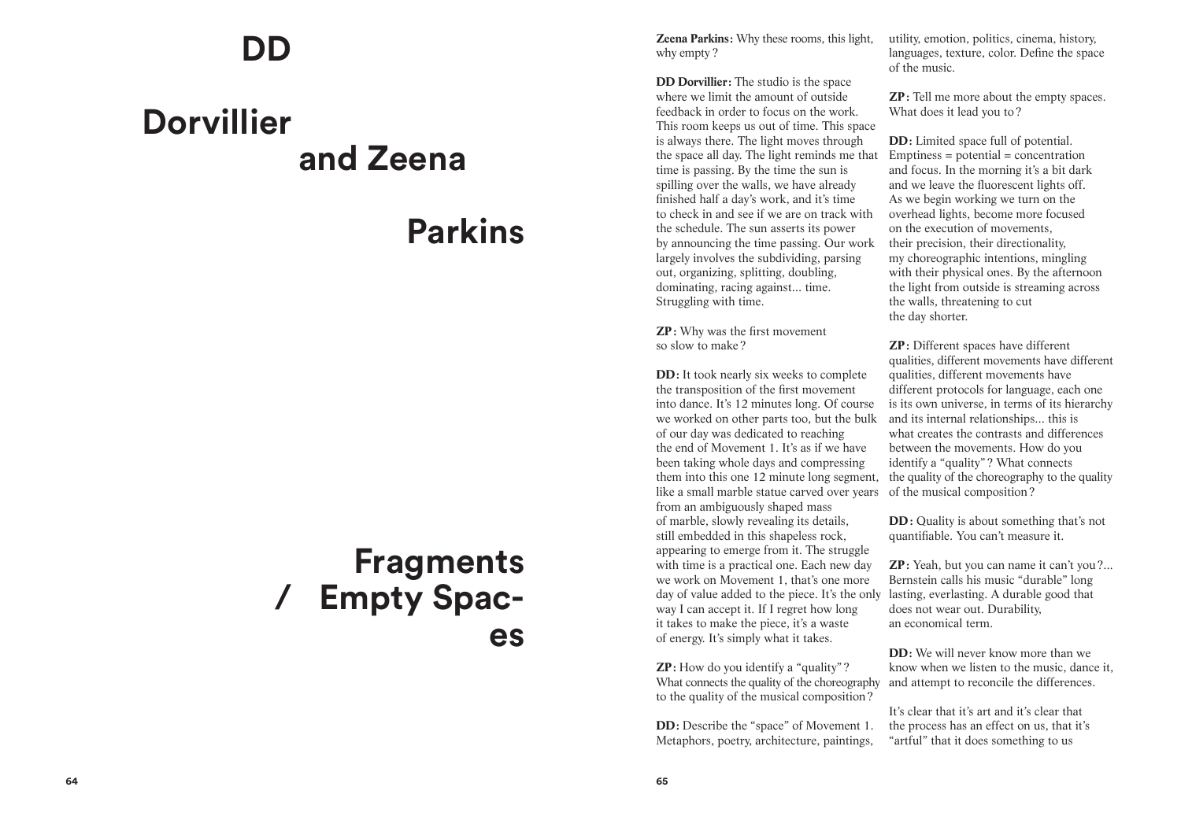# DD Dorvillier and Zeena Parkins

## Fragments / Empty Spaces

**Zeena Parkins:** Why these rooms, this light, why empty?

**DD Dorvillier:** The studio is the space where we limit the amount of outside feedback in order to focus on the work. This room keeps us out of time. This space is always there. The light moves through the space all day. The light reminds me that time is passing. By the time the sun is spilling over the walls, we have already finished half a day's work, and it's time to check in and see if we are on track with the schedule. The sun asserts its power by announcing the time passing. Our work largely involves the subdividing, parsing out, organizing, splitting, doubling, dominating, racing against... time. Struggling with time.

**ZP:** Why was the first movement so slow to make?

**DD:** It took nearly six weeks to complete the transposition of the first movement into dance. It's 12 minutes long. Of course we worked on other parts too, but the bulk of our day was dedicated to reaching the end of Movement 1. It's as if we have been taking whole days and compressing them into this one 12 minute long segment, like a small marble statue carved over years from an ambiguously shaped mass of marble, slowly revealing its details, still embedded in this shapeless rock, appearing to emerge from it. The struggle with time is a practical one. Each new day we work on Movement 1, that's one more day of value added to the piece. It's the only way I can accept it. If I regret how long it takes to make the piece, it's a waste of energy. It's simply what it takes.

**ZP:** How do you identify a "quality"? What connects the quality of the choreography to the quality of the musical composition?

**DD:** Describe the "space" of Movement 1. Metaphors, poetry, architecture, paintings, utility, emotion, politics, cinema, history, languages, texture, color. Define the space of the music.

**ZP:** Tell me more about the empty spaces. What does it lead you to?

**DD:** Limited space full of potential. Emptiness = potential = concentration and focus. In the morning it's a bit dark and we leave the fluorescent lights off. As we begin working we turn on the overhead lights, become more focused on the execution of movements, their precision, their directionality, my choreographic intentions, mingling with their physical ones. By the afternoon the light from outside is streaming across the walls, threatening to cut the day shorter.

**ZP:** Different spaces have different qualities, different movements have different qualities, different movements have different protocols for language, each one is its own universe, in terms of its hierarchy and its internal relationships... this is what creates the contrasts and differences between the movements. How do you identify a "quality"? What connects the quality of the choreography to the quality of the musical composition?

**DD:** Quality is about something that's not quantifiable. You can't measure it.

**ZP:** Yeah, but you can name it can't you?... Bernstein calls his music "durable" long lasting, everlasting. A durable good that does not wear out. Durability, an economical term.

**DD:** We will never know more than we know when we listen to the music, dance it, and attempt to reconcile the differences.

It's clear that it's art and it's clear that the process has an effect on us, that it's "artful" that it does something to us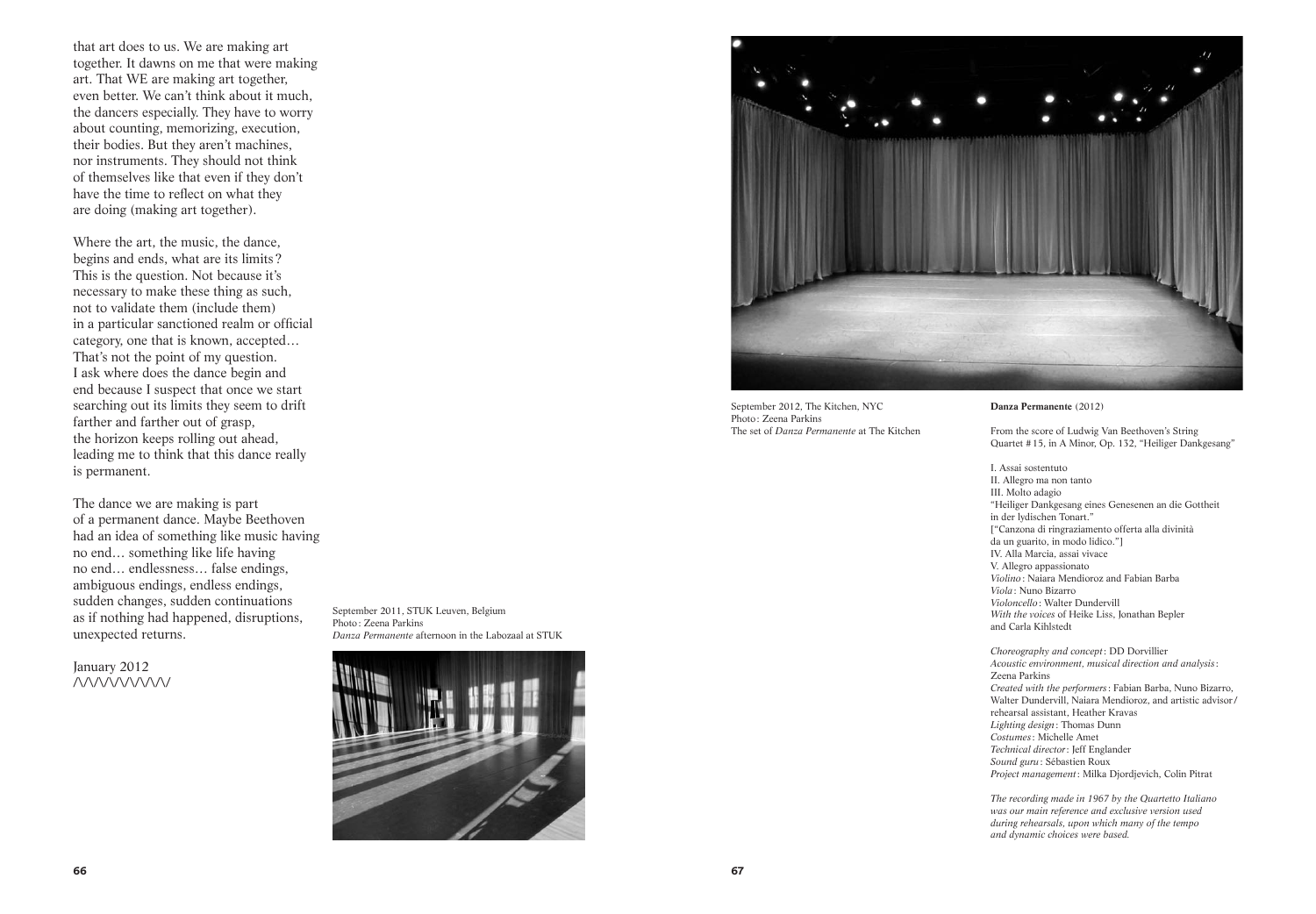that art does to us. We are making art together. It dawns on me that were making art. That WE are making art together, even better. We can't think about it much, the dancers especially. They have to worry about counting, memorizing, execution, their bodies. But they aren't machines, nor instruments. They should not think of themselves like that even if they don't have the time to reflect on what they are doing (making art together).

Where the art, the music, the dance, begins and ends, what are its limits? This is the question. Not because it's necessary to make these thing as such, not to validate them (include them) in a particular sanctioned realm or official category, one that is known, accepted… That's not the point of my question. I ask where does the dance begin and end because I suspect that once we start searching out its limits they seem to drift farther and farther out of grasp, the horizon keeps rolling out ahead, leading me to think that this dance really is permanent.

The dance we are making is part of a permanent dance. Maybe Beethoven had an idea of something like music having no end… something like life having no end… endlessness… false endings, ambiguous endings, endless endings, sudden changes, sudden continuations as if nothing had happened, disruptions, unexpected returns.

January 2012
/\/\/\/\/\/\/\/\/\/

September 2011, STUK Leuven, Belgium
Photo: Zeena Parkins
*Danza Permanente* afternoon in the Labozaal at STUK

September 2012, The Kitchen, NYC
Photo: Zeena Parkins
The set of *Danza Permanente* at The Kitchen

**Danza Permanente** (2012)

From the score of Ludwig Van Beethoven's String Quartet #15, in A Minor, Op. 132, "Heiliger Dankgesang"

I. Assai sostentuto
II. Allegro ma non tanto
III. Molto adagio
"Heiliger Dankgesang eines Genesenen an die Gottheit in der lydischen Tonart."
["Canzona di ringraziamento offerta alla divinità da un guarito, in modo lidico."]
IV. Alla Marcia, assai vivace
V. Allegro appassionato
*Violino*: Naiara Mendioroz and Fabian Barba
*Viola*: Nuno Bizarro
*Violoncello*: Walter Dundervill
*With the voices* of Heike Liss, Jonathan Bepler and Carla Kihlstedt

*Choreography and concept*: DD Dorvillier
*Acoustic environment, musical direction and analysis*: Zeena Parkins
*Created with the performers*: Fabian Barba, Nuno Bizarro, Walter Dundervill, Naiara Mendioroz, and artistic advisor/rehearsal assistant, Heather Kravas
*Lighting design*: Thomas Dunn
*Costumes*: Michelle Amet
*Technical director*: Jeff Englander
*Sound guru*: Sébastien Roux
*Project management*: Milka Djordjevich, Colin Pitrat

*The recording made in 1967 by the Quartetto Italiano was our main reference and exclusive version used during rehearsals, upon which many of the tempo and dynamic choices were based.*